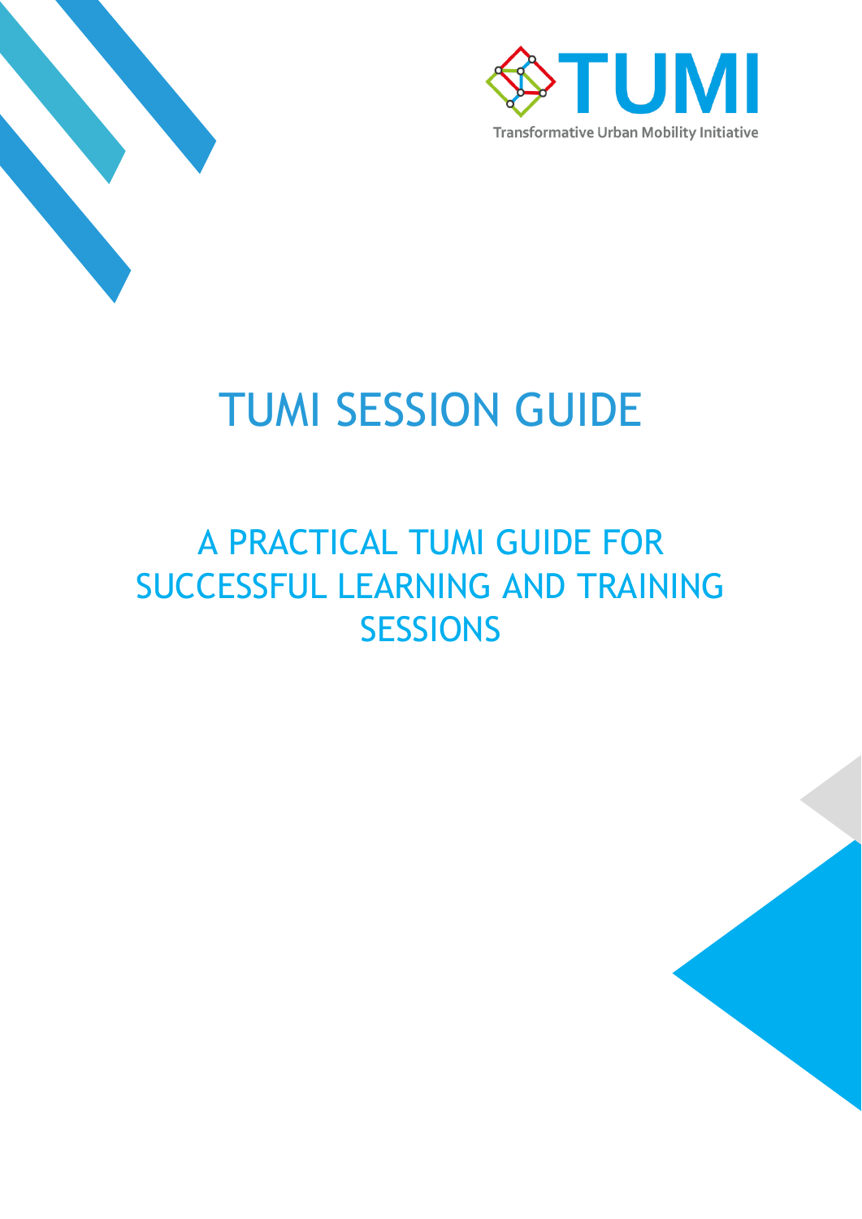TUMI

Transformative Urban Mobility Initiative

# TUMI SESSION GUIDE

## A PRACTICAL TUMI GUIDE FOR SUCCESSFUL LEARNING AND TRAINING SESSIONS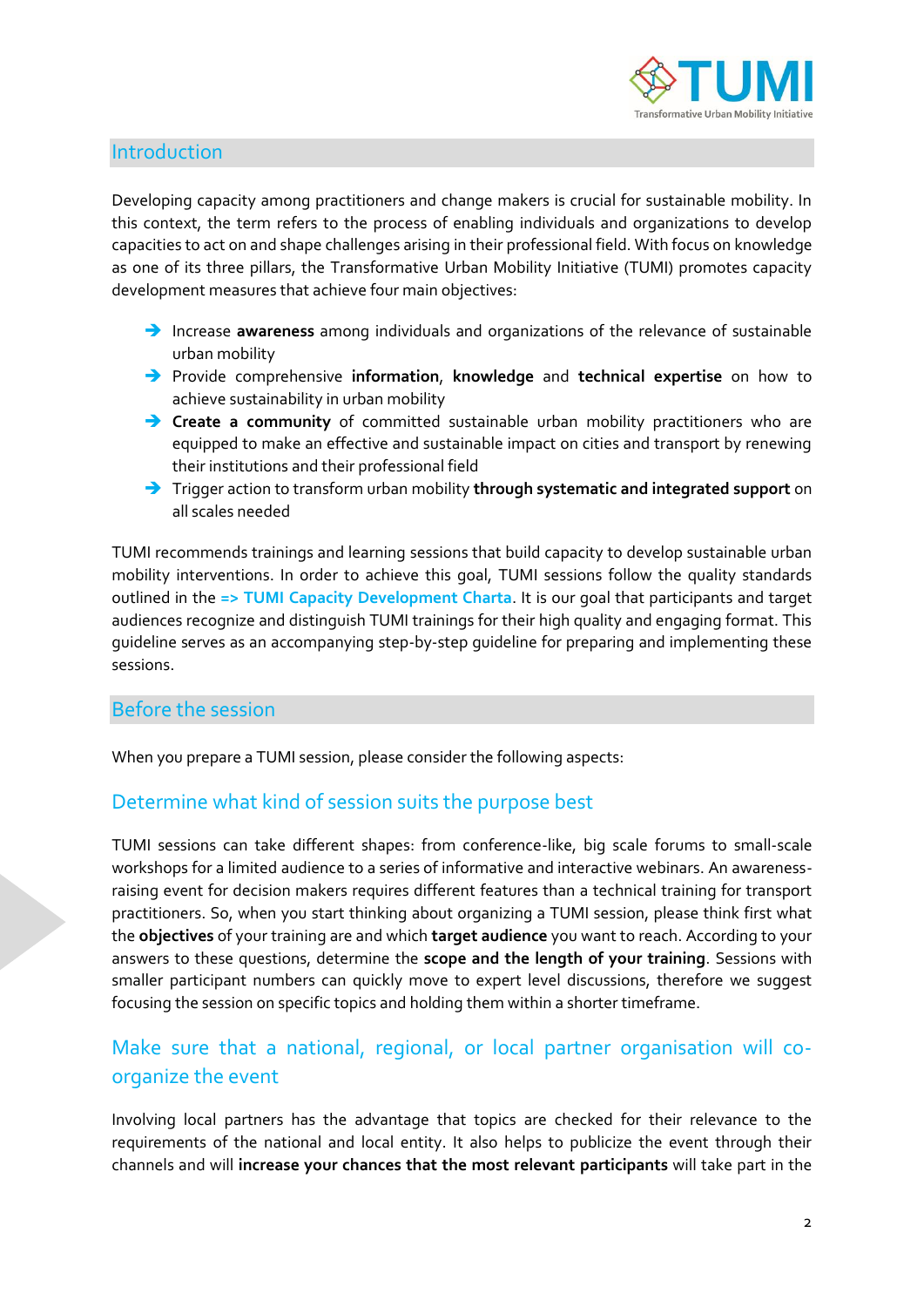## Introduction

Developing capacity among practitioners and change makers is crucial for sustainable mobility. In this context, the term refers to the process of enabling individuals and organizations to develop capacities to act on and shape challenges arising in their professional field. With focus on knowledge as one of its three pillars, the Transformative Urban Mobility Initiative (TUMI) promotes capacity development measures that achieve four main objectives:

- Increase **awareness** among individuals and organizations of the relevance of sustainable urban mobility
- Provide comprehensive **information**, **knowledge** and **technical expertise** on how to achieve sustainability in urban mobility
- **Create a community** of committed sustainable urban mobility practitioners who are equipped to make an effective and sustainable impact on cities and transport by renewing their institutions and their professional field
- Trigger action to transform urban mobility **through systematic and integrated support** on all scales needed

TUMI recommends trainings and learning sessions that build capacity to develop sustainable urban mobility interventions. In order to achieve this goal, TUMI sessions follow the quality standards outlined in the **=> TUMI Capacity Development Charta**. It is our goal that participants and target audiences recognize and distinguish TUMI trainings for their high quality and engaging format. This guideline serves as an accompanying step-by-step guideline for preparing and implementing these sessions.

## Before the session

When you prepare a TUMI session, please consider the following aspects:

### Determine what kind of session suits the purpose best

TUMI sessions can take different shapes: from conference-like, big scale forums to small-scale workshops for a limited audience to a series of informative and interactive webinars. An awareness-raising event for decision makers requires different features than a technical training for transport practitioners. So, when you start thinking about organizing a TUMI session, please think first what the **objectives** of your training are and which **target audience** you want to reach. According to your answers to these questions, determine the **scope and the length of your training**. Sessions with smaller participant numbers can quickly move to expert level discussions, therefore we suggest focusing the session on specific topics and holding them within a shorter timeframe.

### Make sure that a national, regional, or local partner organisation will co-organize the event

Involving local partners has the advantage that topics are checked for their relevance to the requirements of the national and local entity. It also helps to publicize the event through their channels and will **increase your chances that the most relevant participants** will take part in the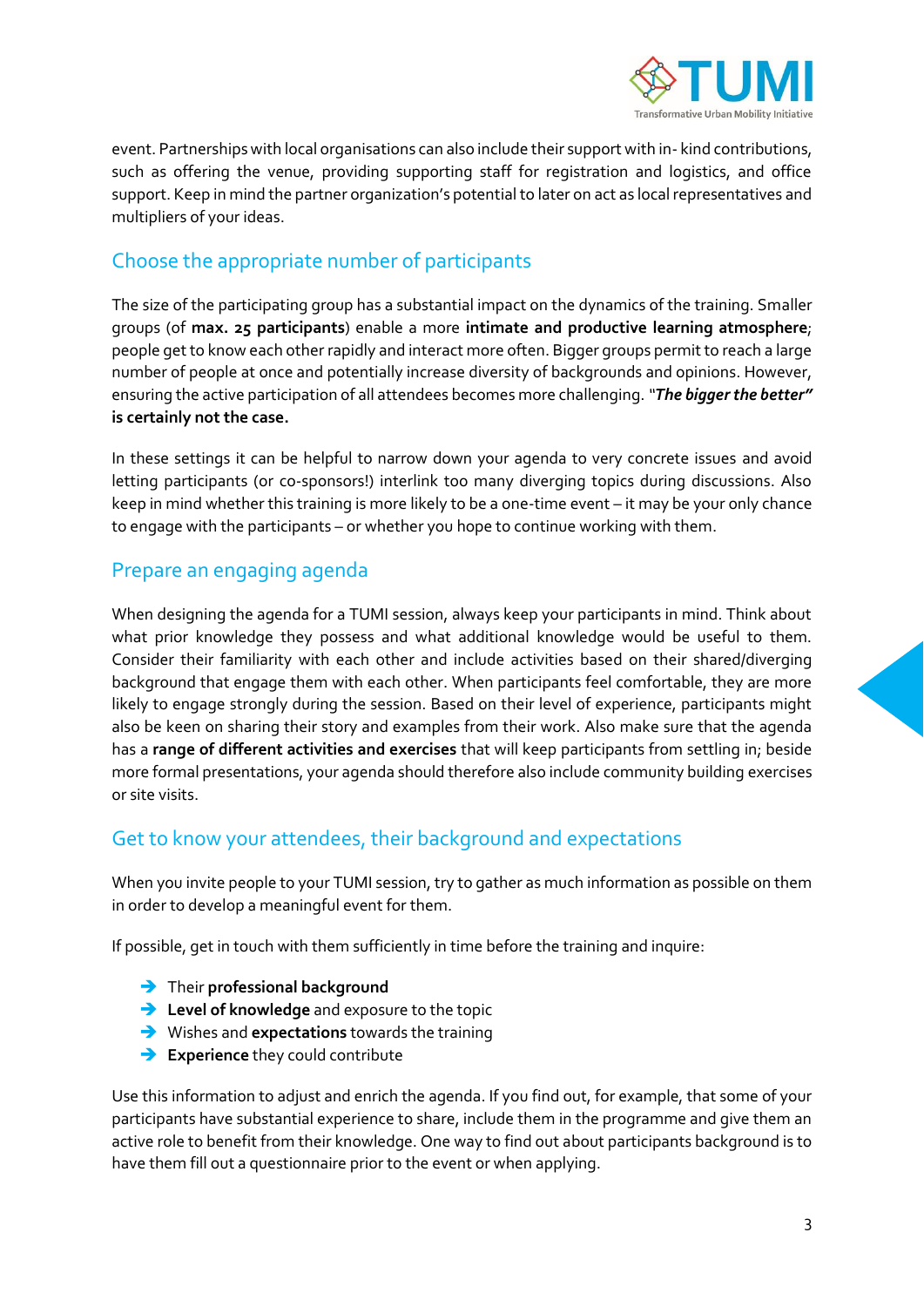event. Partnerships with local organisations can also include their support with in- kind contributions, such as offering the venue, providing supporting staff for registration and logistics, and office support. Keep in mind the partner organization's potential to later on act as local representatives and multipliers of your ideas.

## Choose the appropriate number of participants

The size of the participating group has a substantial impact on the dynamics of the training. Smaller groups (of **max. 25 participants**) enable a more **intimate and productive learning atmosphere**; people get to know each other rapidly and interact more often. Bigger groups permit to reach a large number of people at once and potentially increase diversity of backgrounds and opinions. However, ensuring the active participation of all attendees becomes more challenging. "***The bigger the better"* is certainly not the case.**

In these settings it can be helpful to narrow down your agenda to very concrete issues and avoid letting participants (or co-sponsors!) interlink too many diverging topics during discussions. Also keep in mind whether this training is more likely to be a one-time event – it may be your only chance to engage with the participants – or whether you hope to continue working with them.

## Prepare an engaging agenda

When designing the agenda for a TUMI session, always keep your participants in mind. Think about what prior knowledge they possess and what additional knowledge would be useful to them. Consider their familiarity with each other and include activities based on their shared/diverging background that engage them with each other. When participants feel comfortable, they are more likely to engage strongly during the session. Based on their level of experience, participants might also be keen on sharing their story and examples from their work. Also make sure that the agenda has a **range of different activities and exercises** that will keep participants from settling in; beside more formal presentations, your agenda should therefore also include community building exercises or site visits.

## Get to know your attendees, their background and expectations

When you invite people to your TUMI session, try to gather as much information as possible on them in order to develop a meaningful event for them.

If possible, get in touch with them sufficiently in time before the training and inquire:

- Their **professional background**
- **Level of knowledge** and exposure to the topic
- Wishes and **expectations** towards the training
- **Experience** they could contribute

Use this information to adjust and enrich the agenda. If you find out, for example, that some of your participants have substantial experience to share, include them in the programme and give them an active role to benefit from their knowledge. One way to find out about participants background is to have them fill out a questionnaire prior to the event or when applying.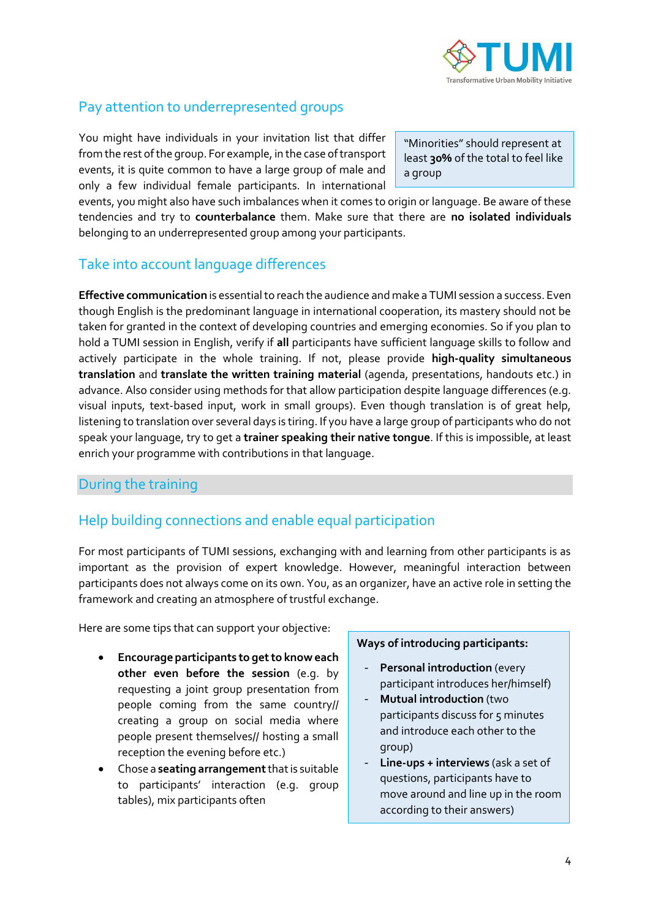## Pay attention to underrepresented groups

You might have individuals in your invitation list that differ from the rest of the group. For example, in the case of transport events, it is quite common to have a large group of male and only a few individual female participants. In international events, you might also have such imbalances when it comes to origin or language. Be aware of these tendencies and try to **counterbalance** them. Make sure that there are **no isolated individuals** belonging to an underrepresented group among your participants.

> "Minorities" should represent at least **30%** of the total to feel like a group

## Take into account language differences

**Effective communication** is essential to reach the audience and make a TUMI session a success. Even though English is the predominant language in international cooperation, its mastery should not be taken for granted in the context of developing countries and emerging economies. So if you plan to hold a TUMI session in English, verify if **all** participants have sufficient language skills to follow and actively participate in the whole training. If not, please provide **high-quality simultaneous translation** and **translate the written training material** (agenda, presentations, handouts etc.) in advance. Also consider using methods for that allow participation despite language differences (e.g. visual inputs, text-based input, work in small groups). Even though translation is of great help, listening to translation over several days is tiring. If you have a large group of participants who do not speak your language, try to get a **trainer speaking their native tongue**. If this is impossible, at least enrich your programme with contributions in that language.

# During the training

## Help building connections and enable equal participation

For most participants of TUMI sessions, exchanging with and learning from other participants is as important as the provision of expert knowledge. However, meaningful interaction between participants does not always come on its own. You, as an organizer, have an active role in setting the framework and creating an atmosphere of trustful exchange.

Here are some tips that can support your objective:

- **Encourage participants to get to know each other even before the session** (e.g. by requesting a joint group presentation from people coming from the same country// creating a group on social media where people present themselves// hosting a small reception the evening before etc.)
- Chose a **seating arrangement** that is suitable to participants' interaction (e.g. group tables), mix participants often

> **Ways of introducing participants:**
>
> - **Personal introduction** (every participant introduces her/himself)
> - **Mutual introduction** (two participants discuss for 5 minutes and introduce each other to the group)
> - **Line-ups + interviews** (ask a set of questions, participants have to move around and line up in the room according to their answers)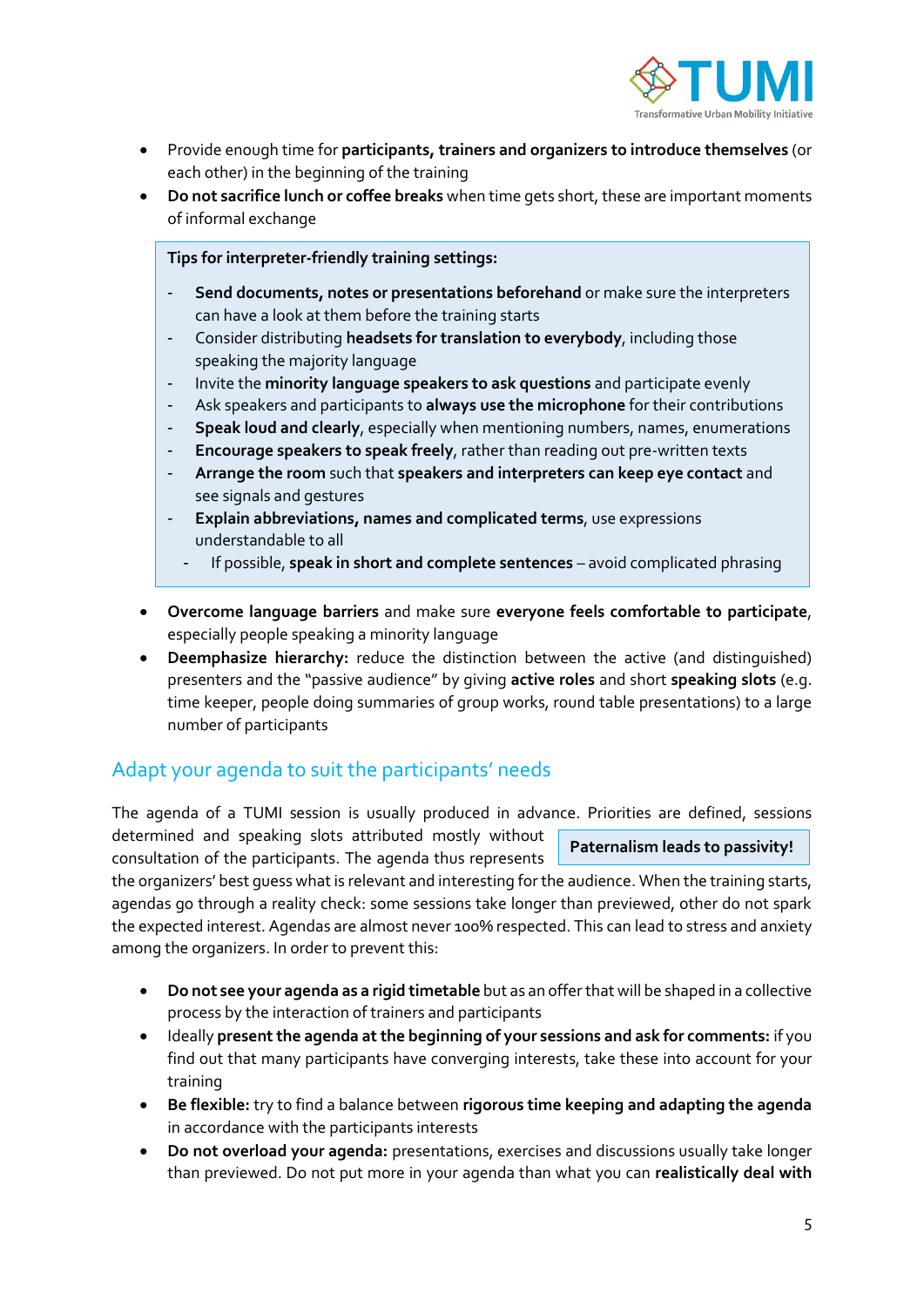- Provide enough time for **participants, trainers and organizers to introduce themselves** (or each other) in the beginning of the training
- **Do not sacrifice lunch or coffee breaks** when time gets short, these are important moments of informal exchange

> **Tips for interpreter-friendly training settings:**
>
> - **Send documents, notes or presentations beforehand** or make sure the interpreters can have a look at them before the training starts
> - Consider distributing **headsets for translation to everybody**, including those speaking the majority language
> - Invite the **minority language speakers to ask questions** and participate evenly
> - Ask speakers and participants to **always use the microphone** for their contributions
> - **Speak loud and clearly**, especially when mentioning numbers, names, enumerations
> - **Encourage speakers to speak freely**, rather than reading out pre-written texts
> - **Arrange the room** such that **speakers and interpreters can keep eye contact** and see signals and gestures
> - **Explain abbreviations, names and complicated terms**, use expressions understandable to all
> - If possible, **speak in short and complete sentences** – avoid complicated phrasing

- **Overcome language barriers** and make sure **everyone feels comfortable to participate**, especially people speaking a minority language
- **Deemphasize hierarchy:** reduce the distinction between the active (and distinguished) presenters and the "passive audience" by giving **active roles** and short **speaking slots** (e.g. time keeper, people doing summaries of group works, round table presentations) to a large number of participants

## Adapt your agenda to suit the participants' needs

> **Paternalism leads to passivity!**

The agenda of a TUMI session is usually produced in advance. Priorities are defined, sessions determined and speaking slots attributed mostly without consultation of the participants. The agenda thus represents the organizers' best guess what is relevant and interesting for the audience. When the training starts, agendas go through a reality check: some sessions take longer than previewed, other do not spark the expected interest. Agendas are almost never 100% respected. This can lead to stress and anxiety among the organizers. In order to prevent this:

- **Do not see your agenda as a rigid timetable** but as an offer that will be shaped in a collective process by the interaction of trainers and participants
- Ideally **present the agenda at the beginning of your sessions and ask for comments:** if you find out that many participants have converging interests, take these into account for your training
- **Be flexible:** try to find a balance between **rigorous time keeping and adapting the agenda** in accordance with the participants interests
- **Do not overload your agenda:** presentations, exercises and discussions usually take longer than previewed. Do not put more in your agenda than what you can **realistically deal with**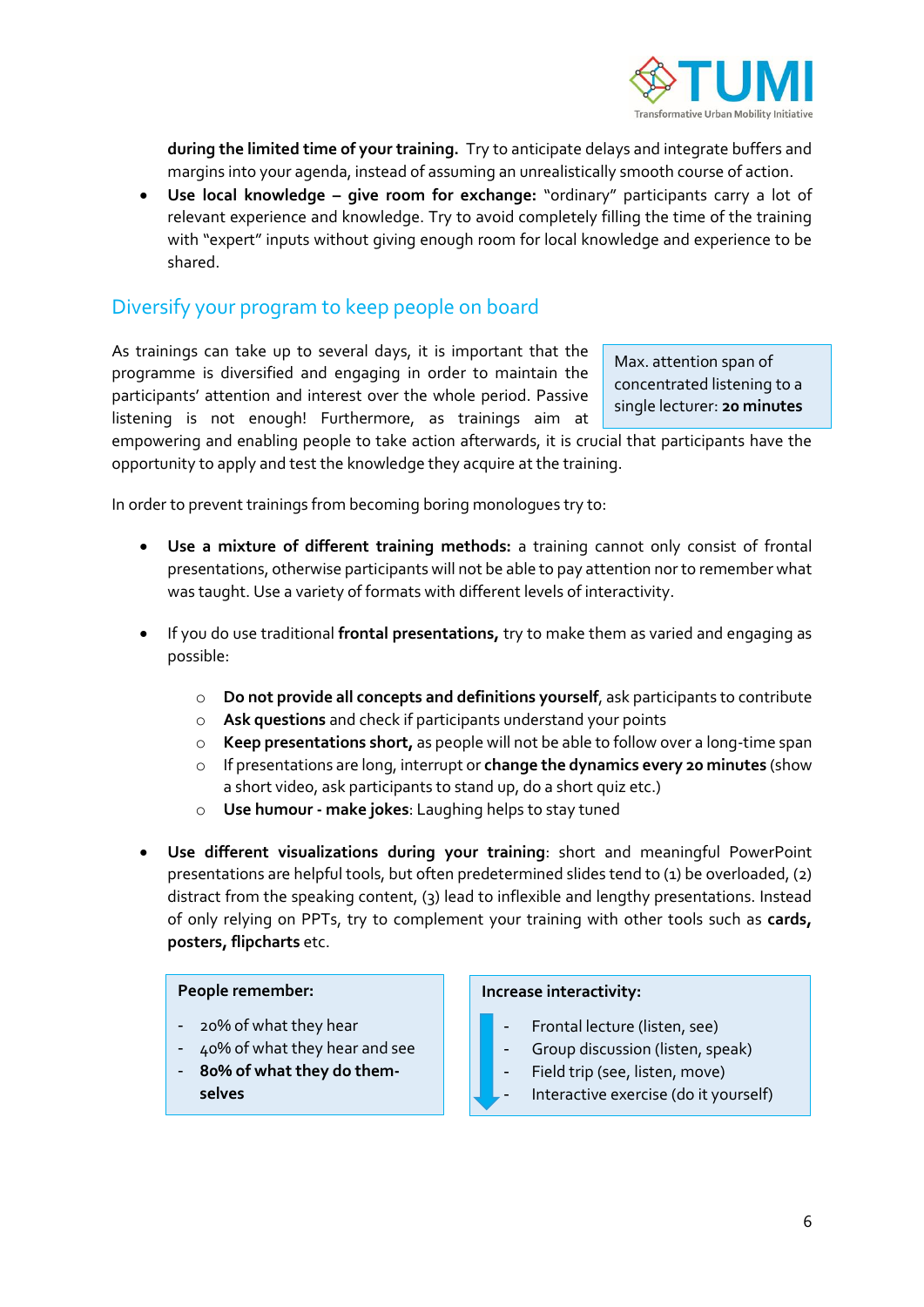**during the limited time of your training.** Try to anticipate delays and integrate buffers and margins into your agenda, instead of assuming an unrealistically smooth course of action.

- **Use local knowledge – give room for exchange:** "ordinary" participants carry a lot of relevant experience and knowledge. Try to avoid completely filling the time of the training with "expert" inputs without giving enough room for local knowledge and experience to be shared.

## Diversify your program to keep people on board

As trainings can take up to several days, it is important that the programme is diversified and engaging in order to maintain the participants' attention and interest over the whole period. Passive listening is not enough! Furthermore, as trainings aim at empowering and enabling people to take action afterwards, it is crucial that participants have the opportunity to apply and test the knowledge they acquire at the training.

> Max. attention span of concentrated listening to a single lecturer: **20 minutes**

In order to prevent trainings from becoming boring monologues try to:

- **Use a mixture of different training methods:** a training cannot only consist of frontal presentations, otherwise participants will not be able to pay attention nor to remember what was taught. Use a variety of formats with different levels of interactivity.

- If you do use traditional **frontal presentations,** try to make them as varied and engaging as possible:

  - **Do not provide all concepts and definitions yourself**, ask participants to contribute
  - **Ask questions** and check if participants understand your points
  - **Keep presentations short,** as people will not be able to follow over a long-time span
  - If presentations are long, interrupt or **change the dynamics every 20 minutes** (show a short video, ask participants to stand up, do a short quiz etc.)
  - **Use humour - make jokes**: Laughing helps to stay tuned

- **Use different visualizations during your training**: short and meaningful PowerPoint presentations are helpful tools, but often predetermined slides tend to (1) be overloaded, (2) distract from the speaking content, (3) lead to inflexible and lengthy presentations. Instead of only relying on PPTs, try to complement your training with other tools such as **cards, posters, flipcharts** etc.

> **People remember:**
>
> - 20% of what they hear
> - 40% of what they hear and see
> - **80% of what they do them-selves**

> **Increase interactivity:**
>
> - Frontal lecture (listen, see)
> - Group discussion (listen, speak)
> - Field trip (see, listen, move)
> - Interactive exercise (do it yourself)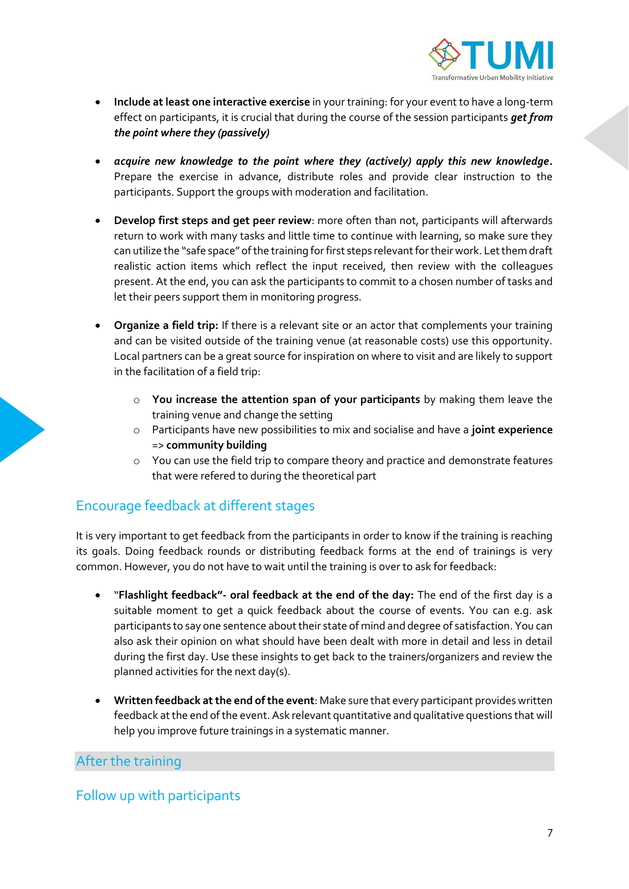- **Include at least one interactive exercise** in your training: for your event to have a long-term effect on participants, it is crucial that during the course of the session participants ***get from the point where they (passively)***

- ***acquire new knowledge to the point where they (actively) apply this new knowledge*.** Prepare the exercise in advance, distribute roles and provide clear instruction to the participants. Support the groups with moderation and facilitation.

- **Develop first steps and get peer review**: more often than not, participants will afterwards return to work with many tasks and little time to continue with learning, so make sure they can utilize the "safe space" of the training for first steps relevant for their work. Let them draft realistic action items which reflect the input received, then review with the colleagues present. At the end, you can ask the participants to commit to a chosen number of tasks and let their peers support them in monitoring progress.

- **Organize a field trip:** If there is a relevant site or an actor that complements your training and can be visited outside of the training venue (at reasonable costs) use this opportunity. Local partners can be a great source for inspiration on where to visit and are likely to support in the facilitation of a field trip:

    - **You increase the attention span of your participants** by making them leave the training venue and change the setting
    - Participants have new possibilities to mix and socialise and have a **joint experience** => **community building**
    - You can use the field trip to compare theory and practice and demonstrate features that were refered to during the theoretical part

## Encourage feedback at different stages

It is very important to get feedback from the participants in order to know if the training is reaching its goals. Doing feedback rounds or distributing feedback forms at the end of trainings is very common. However, you do not have to wait until the training is over to ask for feedback:

- **"Flashlight feedback"- oral feedback at the end of the day:** The end of the first day is a suitable moment to get a quick feedback about the course of events. You can e.g. ask participants to say one sentence about their state of mind and degree of satisfaction. You can also ask their opinion on what should have been dealt with more in detail and less in detail during the first day. Use these insights to get back to the trainers/organizers and review the planned activities for the next day(s).

- **Written feedback at the end of the event**: Make sure that every participant provides written feedback at the end of the event. Ask relevant quantitative and qualitative questions that will help you improve future trainings in a systematic manner.

# After the training

## Follow up with participants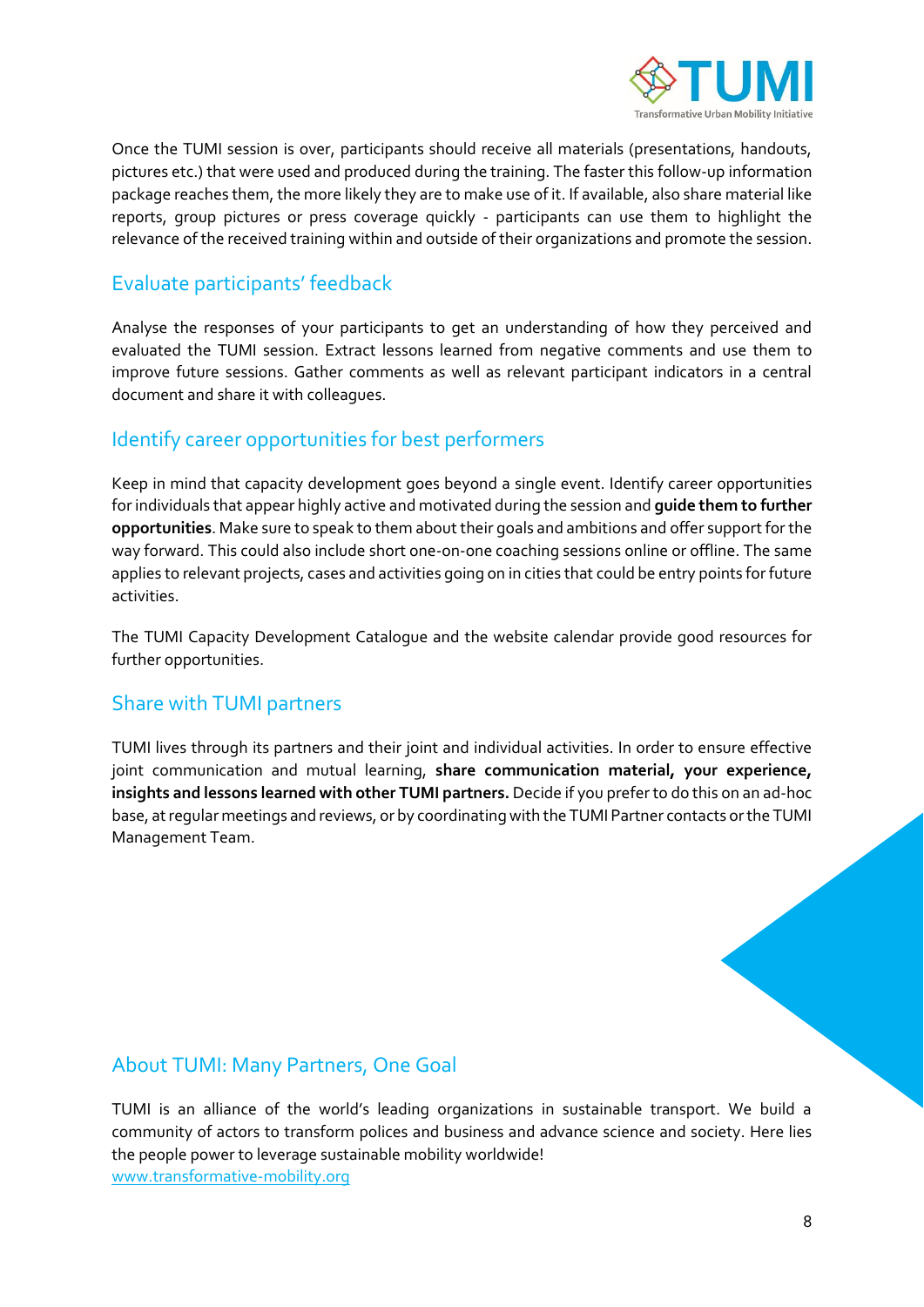Once the TUMI session is over, participants should receive all materials (presentations, handouts, pictures etc.) that were used and produced during the training. The faster this follow-up information package reaches them, the more likely they are to make use of it. If available, also share material like reports, group pictures or press coverage quickly - participants can use them to highlight the relevance of the received training within and outside of their organizations and promote the session.

## Evaluate participants' feedback

Analyse the responses of your participants to get an understanding of how they perceived and evaluated the TUMI session. Extract lessons learned from negative comments and use them to improve future sessions. Gather comments as well as relevant participant indicators in a central document and share it with colleagues.

## Identify career opportunities for best performers

Keep in mind that capacity development goes beyond a single event. Identify career opportunities for individuals that appear highly active and motivated during the session and **guide them to further opportunities**. Make sure to speak to them about their goals and ambitions and offer support for the way forward. This could also include short one-on-one coaching sessions online or offline. The same applies to relevant projects, cases and activities going on in cities that could be entry points for future activities.

The TUMI Capacity Development Catalogue and the website calendar provide good resources for further opportunities.

## Share with TUMI partners

TUMI lives through its partners and their joint and individual activities. In order to ensure effective joint communication and mutual learning, **share communication material, your experience, insights and lessons learned with other TUMI partners.** Decide if you prefer to do this on an ad-hoc base, at regular meetings and reviews, or by coordinating with the TUMI Partner contacts or the TUMI Management Team.

## About TUMI: Many Partners, One Goal

TUMI is an alliance of the world's leading organizations in sustainable transport. We build a community of actors to transform polices and business and advance science and society. Here lies the people power to leverage sustainable mobility worldwide!
www.transformative-mobility.org